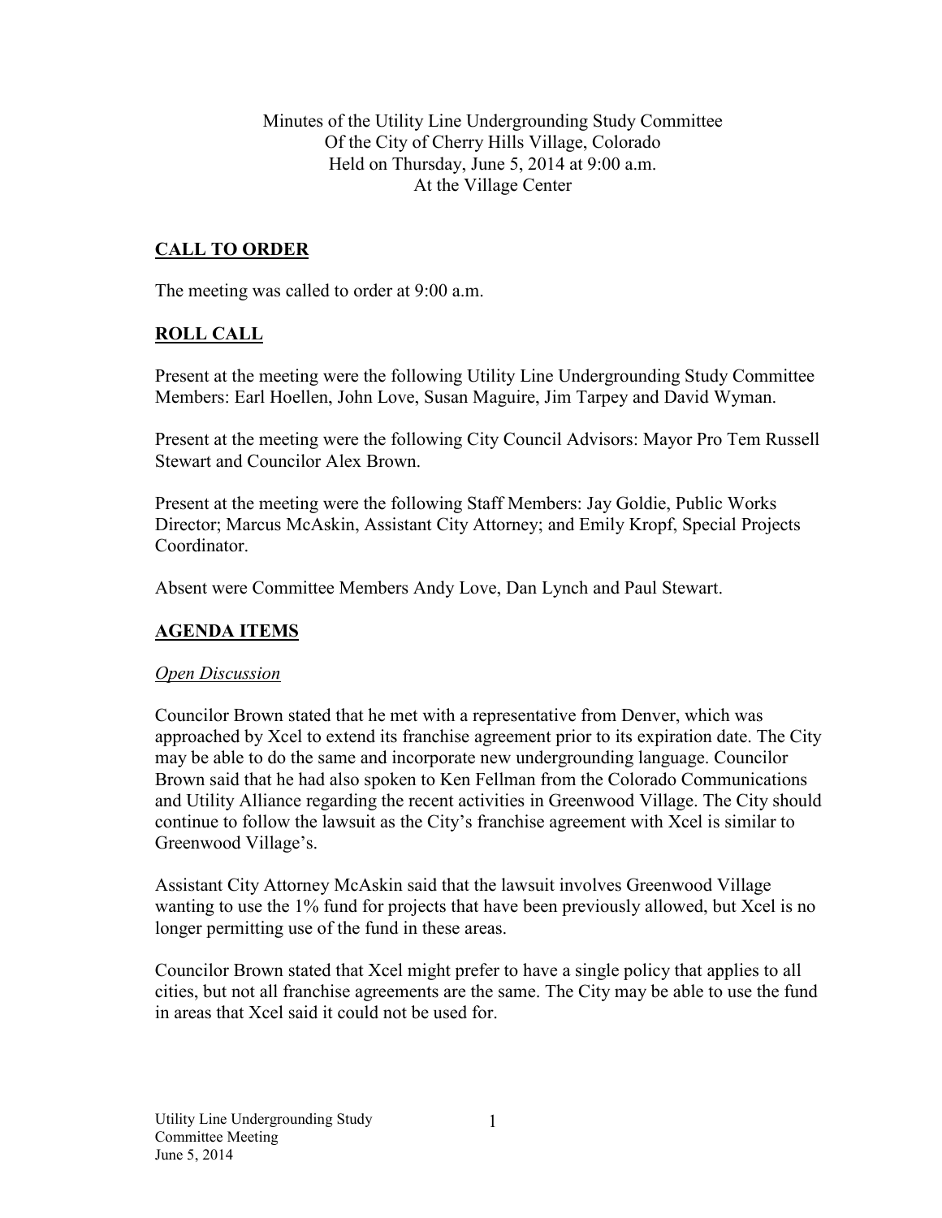Minutes of the Utility Line Undergrounding Study Committee
Of the City of Cherry Hills Village, Colorado
Held on Thursday, June 5, 2014 at 9:00 a.m.
At the Village Center

## CALL TO ORDER

The meeting was called to order at 9:00 a.m.

## ROLL CALL

Present at the meeting were the following Utility Line Undergrounding Study Committee Members: Earl Hoellen, John Love, Susan Maguire, Jim Tarpey and David Wyman.

Present at the meeting were the following City Council Advisors: Mayor Pro Tem Russell Stewart and Councilor Alex Brown.

Present at the meeting were the following Staff Members: Jay Goldie, Public Works Director; Marcus McAskin, Assistant City Attorney; and Emily Kropf, Special Projects Coordinator.

Absent were Committee Members Andy Love, Dan Lynch and Paul Stewart.

## AGENDA ITEMS

### *Open Discussion*

Councilor Brown stated that he met with a representative from Denver, which was approached by Xcel to extend its franchise agreement prior to its expiration date. The City may be able to do the same and incorporate new undergrounding language. Councilor Brown said that he had also spoken to Ken Fellman from the Colorado Communications and Utility Alliance regarding the recent activities in Greenwood Village. The City should continue to follow the lawsuit as the City's franchise agreement with Xcel is similar to Greenwood Village's.

Assistant City Attorney McAskin said that the lawsuit involves Greenwood Village wanting to use the 1% fund for projects that have been previously allowed, but Xcel is no longer permitting use of the fund in these areas.

Councilor Brown stated that Xcel might prefer to have a single policy that applies to all cities, but not all franchise agreements are the same. The City may be able to use the fund in areas that Xcel said it could not be used for.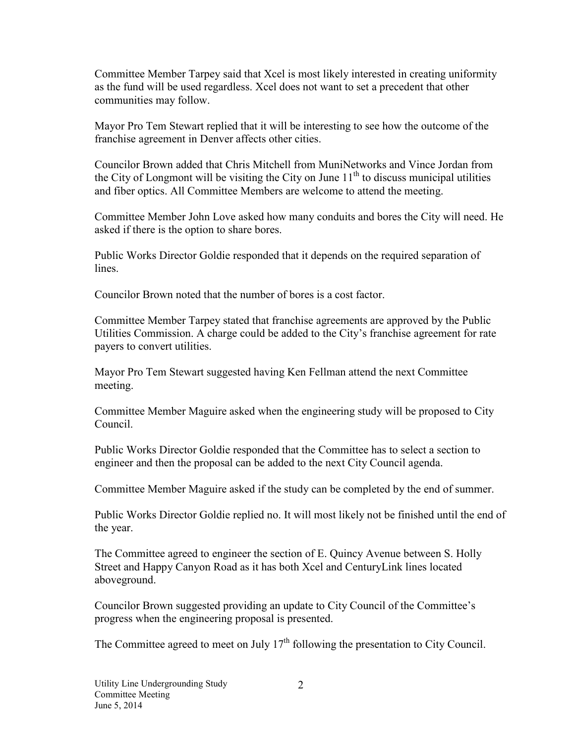Committee Member Tarpey said that Xcel is most likely interested in creating uniformity as the fund will be used regardless. Xcel does not want to set a precedent that other communities may follow.

Mayor Pro Tem Stewart replied that it will be interesting to see how the outcome of the franchise agreement in Denver affects other cities.

Councilor Brown added that Chris Mitchell from MuniNetworks and Vince Jordan from the City of Longmont will be visiting the City on June 11th to discuss municipal utilities and fiber optics. All Committee Members are welcome to attend the meeting.

Committee Member John Love asked how many conduits and bores the City will need. He asked if there is the option to share bores.

Public Works Director Goldie responded that it depends on the required separation of lines.

Councilor Brown noted that the number of bores is a cost factor.

Committee Member Tarpey stated that franchise agreements are approved by the Public Utilities Commission. A charge could be added to the City's franchise agreement for rate payers to convert utilities.

Mayor Pro Tem Stewart suggested having Ken Fellman attend the next Committee meeting.

Committee Member Maguire asked when the engineering study will be proposed to City Council.

Public Works Director Goldie responded that the Committee has to select a section to engineer and then the proposal can be added to the next City Council agenda.

Committee Member Maguire asked if the study can be completed by the end of summer.

Public Works Director Goldie replied no. It will most likely not be finished until the end of the year.

The Committee agreed to engineer the section of E. Quincy Avenue between S. Holly Street and Happy Canyon Road as it has both Xcel and CenturyLink lines located aboveground.

Councilor Brown suggested providing an update to City Council of the Committee's progress when the engineering proposal is presented.

The Committee agreed to meet on July 17th following the presentation to City Council.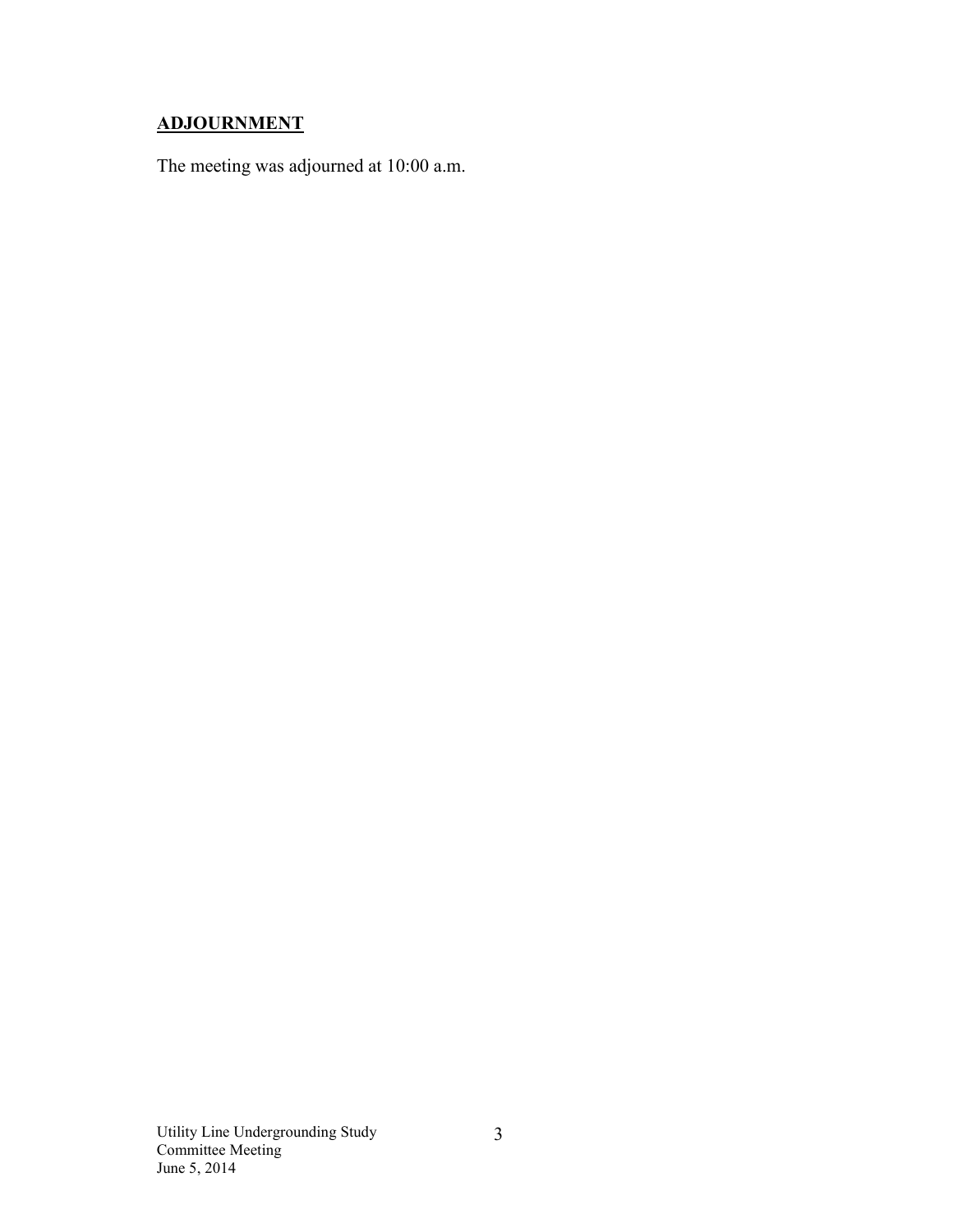## **ADJOURNMENT**

The meeting was adjourned at 10:00 a.m.